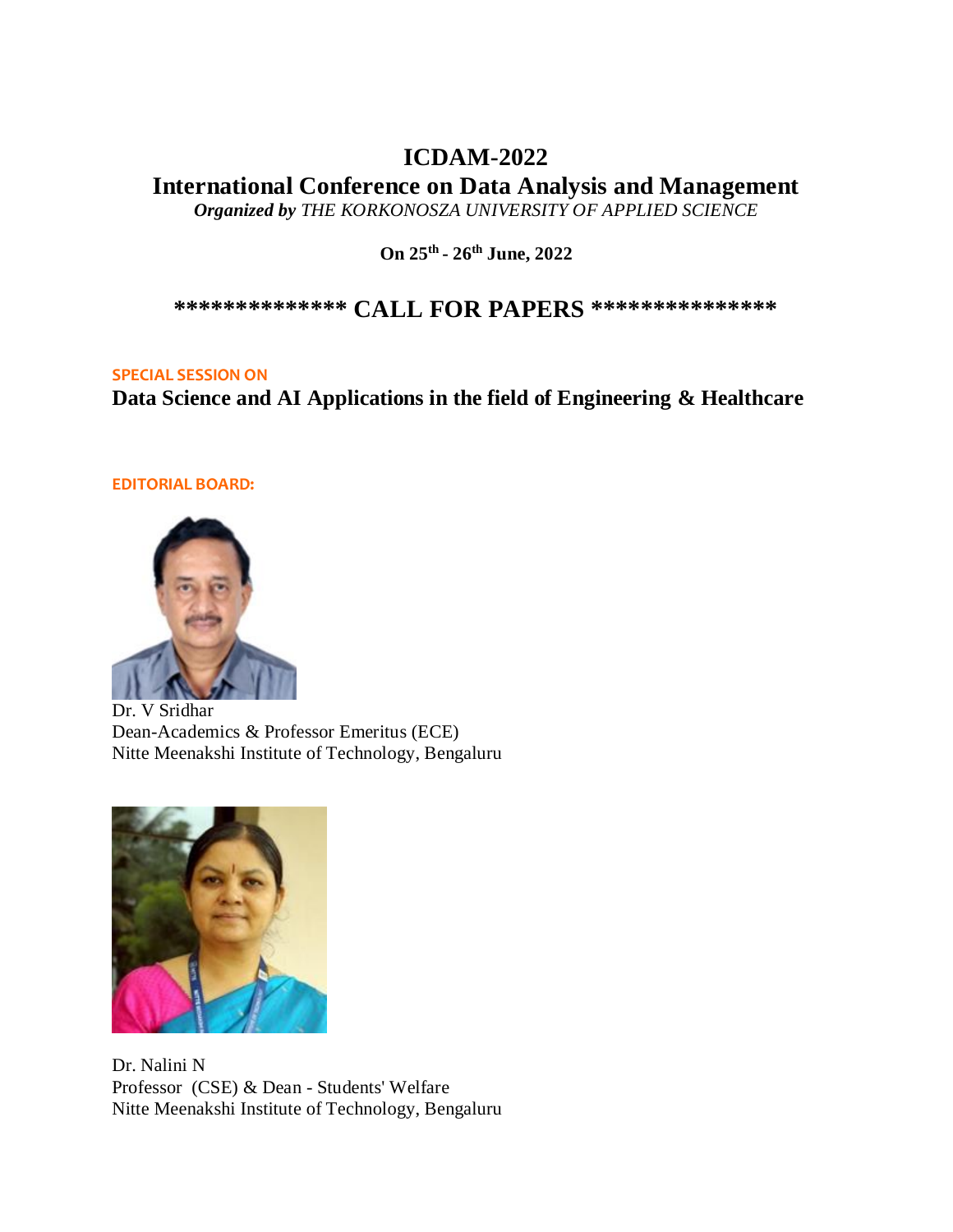# ICDAM-2022

# International Conference on Data Analysis and Management

***Organized by*** *THE KORKONOSZA UNIVERSITY OF APPLIED SCIENCE*

**On 25th - 26th June, 2022**

## ************** CALL FOR PAPERS ***************

**SPECIAL SESSION ON**

**Data Science and AI Applications in the field of Engineering & Healthcare**

**EDITORIAL BOARD:**

Dr. V Sridhar
Dean-Academics & Professor Emeritus (ECE)
Nitte Meenakshi Institute of Technology, Bengaluru

Dr. Nalini N
Professor (CSE) & Dean - Students' Welfare
Nitte Meenakshi Institute of Technology, Bengaluru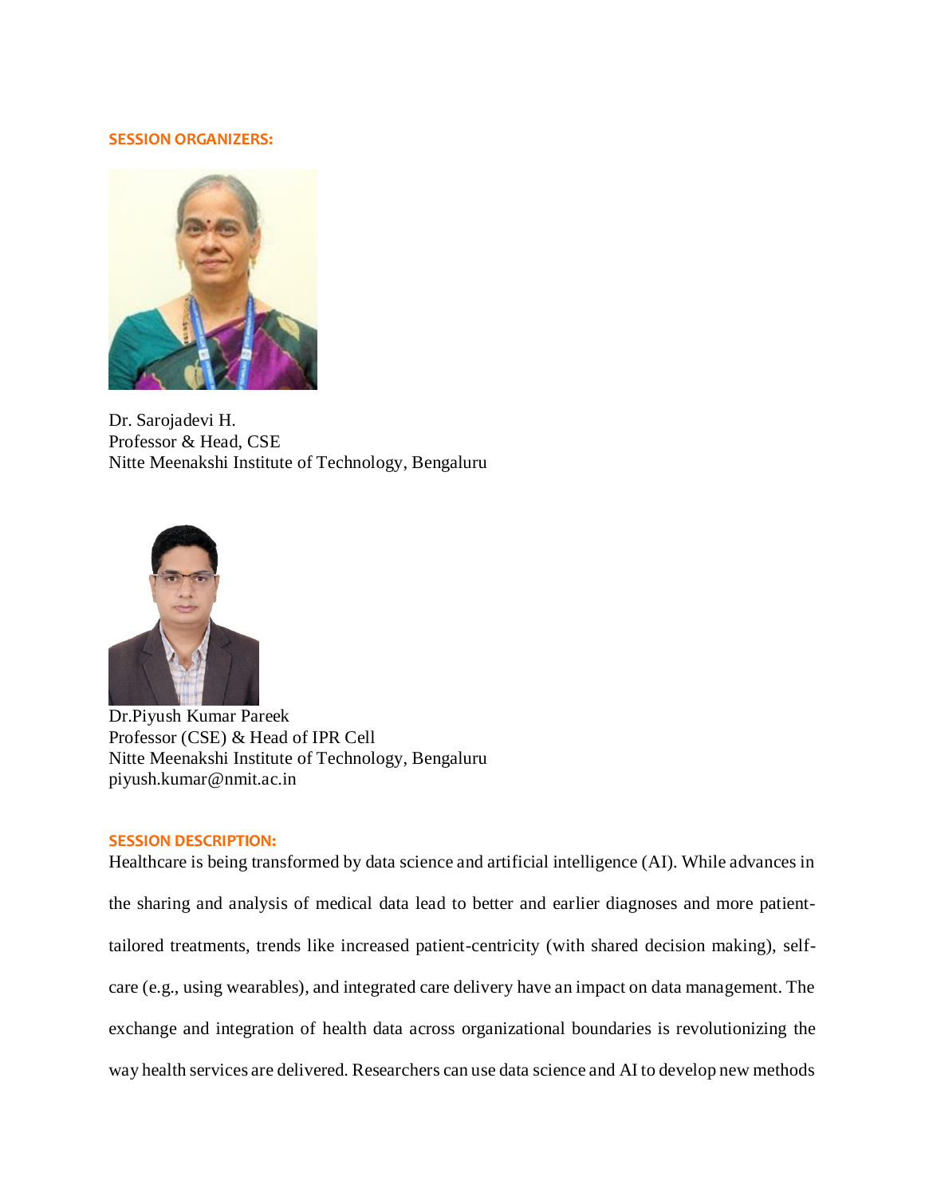**SESSION ORGANIZERS:**

Dr. Sarojadevi H.
Professor & Head, CSE
Nitte Meenakshi Institute of Technology, Bengaluru

Dr.Piyush Kumar Pareek
Professor (CSE) & Head of IPR Cell
Nitte Meenakshi Institute of Technology, Bengaluru
piyush.kumar@nmit.ac.in

**SESSION DESCRIPTION:**

Healthcare is being transformed by data science and artificial intelligence (AI). While advances in the sharing and analysis of medical data lead to better and earlier diagnoses and more patient-tailored treatments, trends like increased patient-centricity (with shared decision making), self-care (e.g., using wearables), and integrated care delivery have an impact on data management. The exchange and integration of health data across organizational boundaries is revolutionizing the way health services are delivered. Researchers can use data science and AI to develop new methods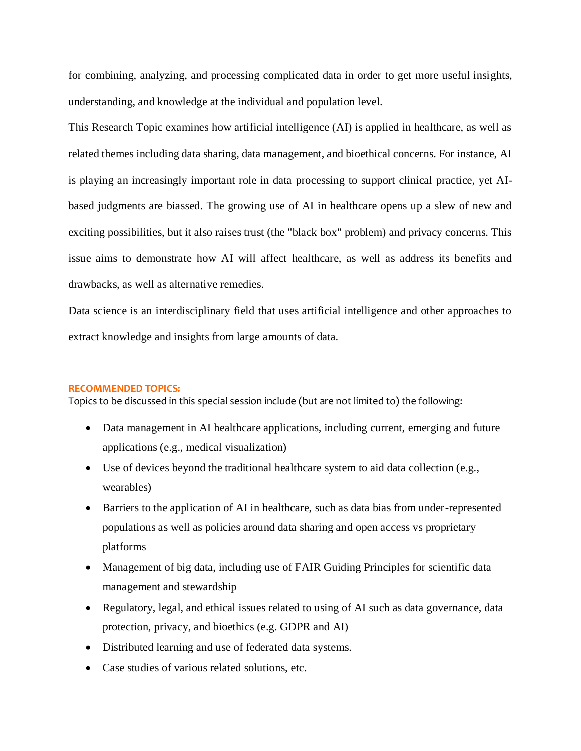for combining, analyzing, and processing complicated data in order to get more useful insights, understanding, and knowledge at the individual and population level.

This Research Topic examines how artificial intelligence (AI) is applied in healthcare, as well as related themes including data sharing, data management, and bioethical concerns. For instance, AI is playing an increasingly important role in data processing to support clinical practice, yet AI-based judgments are biassed. The growing use of AI in healthcare opens up a slew of new and exciting possibilities, but it also raises trust (the "black box" problem) and privacy concerns. This issue aims to demonstrate how AI will affect healthcare, as well as address its benefits and drawbacks, as well as alternative remedies.

Data science is an interdisciplinary field that uses artificial intelligence and other approaches to extract knowledge and insights from large amounts of data.

**RECOMMENDED TOPICS:**

Topics to be discussed in this special session include (but are not limited to) the following:

- Data management in AI healthcare applications, including current, emerging and future applications (e.g., medical visualization)
- Use of devices beyond the traditional healthcare system to aid data collection (e.g., wearables)
- Barriers to the application of AI in healthcare, such as data bias from under-represented populations as well as policies around data sharing and open access vs proprietary platforms
- Management of big data, including use of FAIR Guiding Principles for scientific data management and stewardship
- Regulatory, legal, and ethical issues related to using of AI such as data governance, data protection, privacy, and bioethics (e.g. GDPR and AI)
- Distributed learning and use of federated data systems.
- Case studies of various related solutions, etc.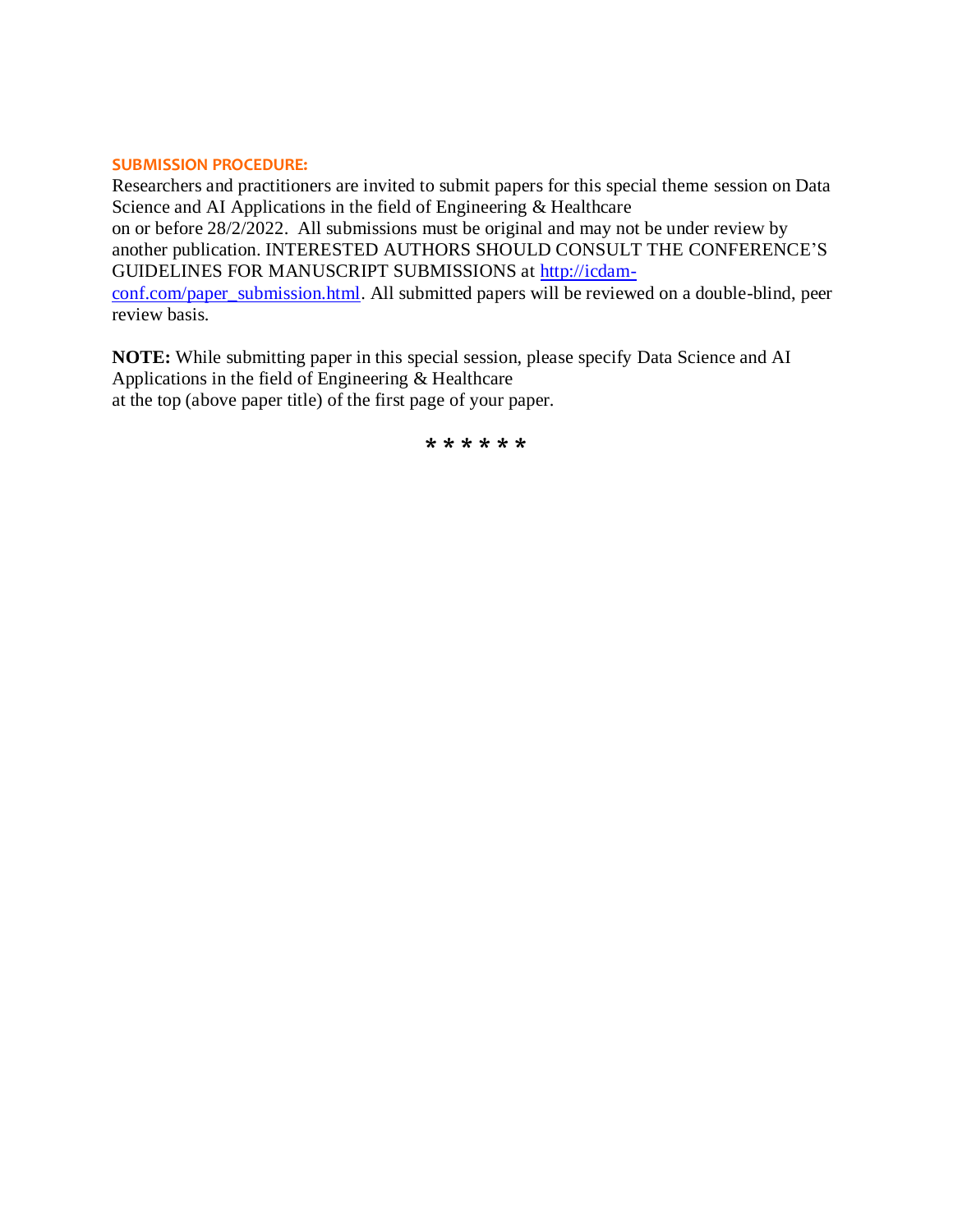## SUBMISSION PROCEDURE:

Researchers and practitioners are invited to submit papers for this special theme session on Data Science and AI Applications in the field of Engineering & Healthcare on or before 28/2/2022. All submissions must be original and may not be under review by another publication. INTERESTED AUTHORS SHOULD CONSULT THE CONFERENCE'S GUIDELINES FOR MANUSCRIPT SUBMISSIONS at http://icdam-conf.com/paper_submission.html. All submitted papers will be reviewed on a double-blind, peer review basis.

**NOTE:** While submitting paper in this special session, please specify Data Science and AI Applications in the field of Engineering & Healthcare at the top (above paper title) of the first page of your paper.

* * * * * *